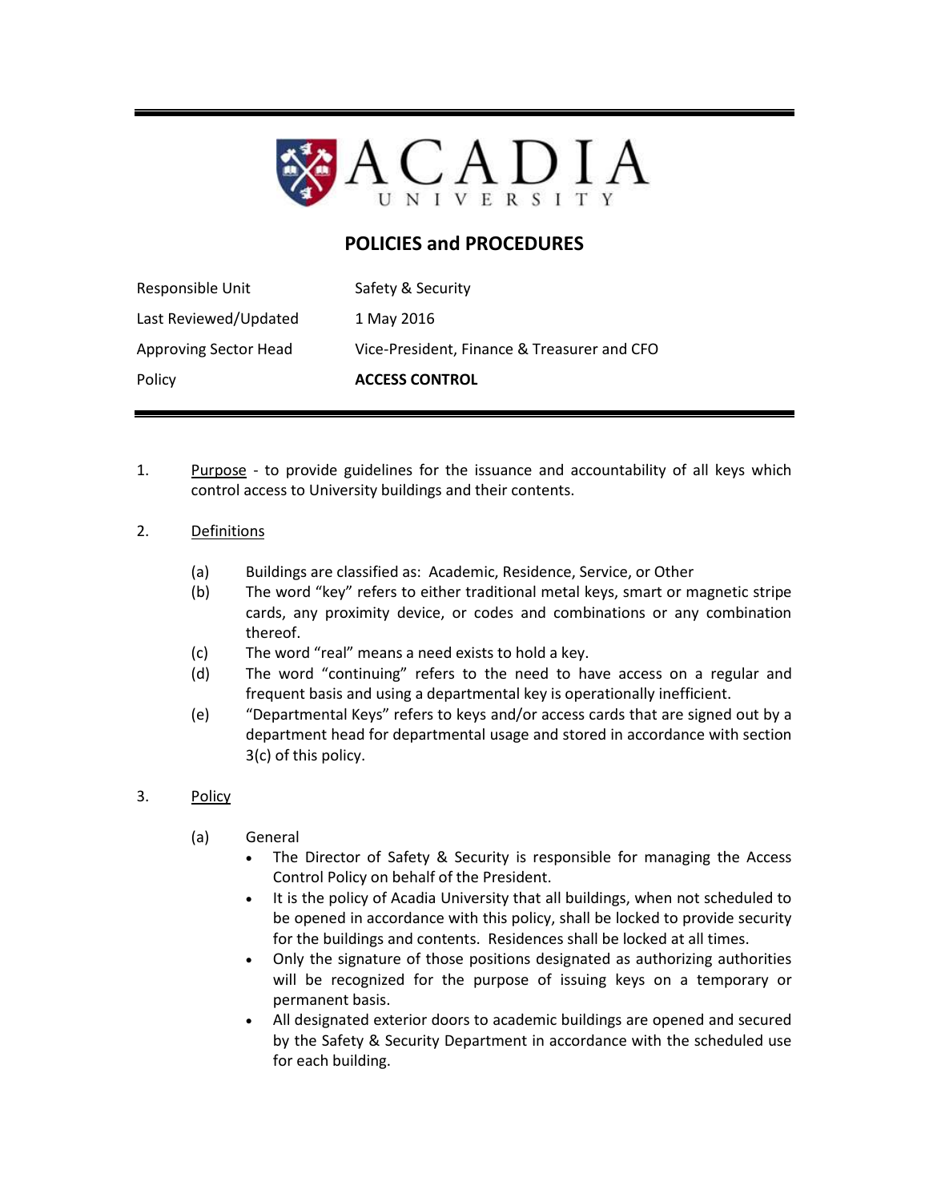# ACADIA UNIVERSITY

## POLICIES and PROCEDURES

| | |
|---|---|
| Responsible Unit | Safety & Security |
| Last Reviewed/Updated | 1 May 2016 |
| Approving Sector Head | Vice-President, Finance & Treasurer and CFO |
| Policy | **ACCESS CONTROL** |

1. Purpose - to provide guidelines for the issuance and accountability of all keys which control access to University buildings and their contents.

2. Definitions

   (a) Buildings are classified as: Academic, Residence, Service, or Other

   (b) The word "key" refers to either traditional metal keys, smart or magnetic stripe cards, any proximity device, or codes and combinations or any combination thereof.

   (c) The word "real" means a need exists to hold a key.

   (d) The word "continuing" refers to the need to have access on a regular and frequent basis and using a departmental key is operationally inefficient.

   (e) "Departmental Keys" refers to keys and/or access cards that are signed out by a department head for departmental usage and stored in accordance with section 3(c) of this policy.

3. Policy

   (a) General

   - The Director of Safety & Security is responsible for managing the Access Control Policy on behalf of the President.
   - It is the policy of Acadia University that all buildings, when not scheduled to be opened in accordance with this policy, shall be locked to provide security for the buildings and contents. Residences shall be locked at all times.
   - Only the signature of those positions designated as authorizing authorities will be recognized for the purpose of issuing keys on a temporary or permanent basis.
   - All designated exterior doors to academic buildings are opened and secured by the Safety & Security Department in accordance with the scheduled use for each building.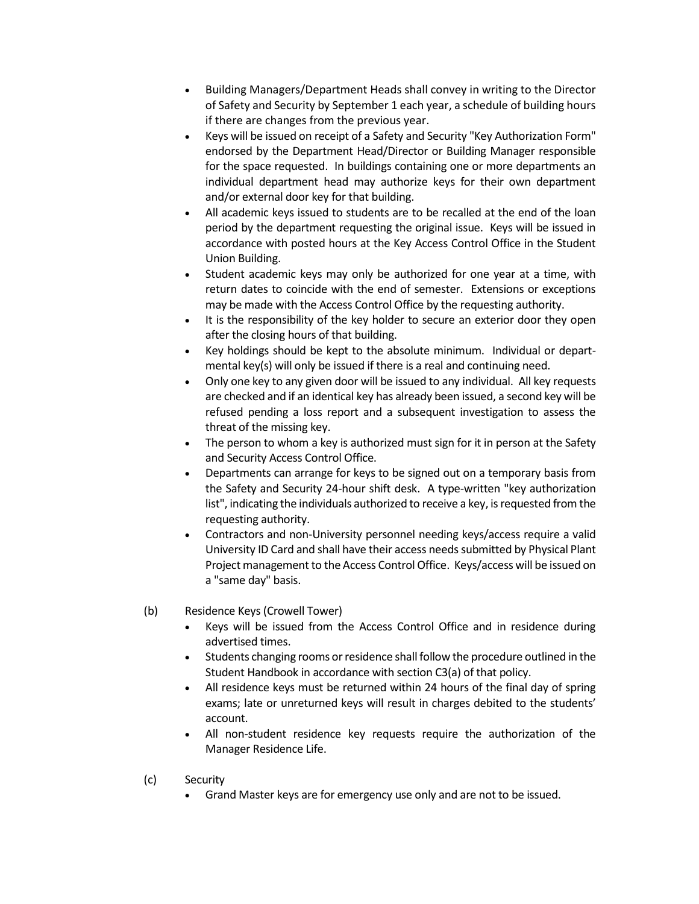- Building Managers/Department Heads shall convey in writing to the Director of Safety and Security by September 1 each year, a schedule of building hours if there are changes from the previous year.
- Keys will be issued on receipt of a Safety and Security "Key Authorization Form" endorsed by the Department Head/Director or Building Manager responsible for the space requested. In buildings containing one or more departments an individual department head may authorize keys for their own department and/or external door key for that building.
- All academic keys issued to students are to be recalled at the end of the loan period by the department requesting the original issue. Keys will be issued in accordance with posted hours at the Key Access Control Office in the Student Union Building.
- Student academic keys may only be authorized for one year at a time, with return dates to coincide with the end of semester. Extensions or exceptions may be made with the Access Control Office by the requesting authority.
- It is the responsibility of the key holder to secure an exterior door they open after the closing hours of that building.
- Key holdings should be kept to the absolute minimum. Individual or departmental key(s) will only be issued if there is a real and continuing need.
- Only one key to any given door will be issued to any individual. All key requests are checked and if an identical key has already been issued, a second key will be refused pending a loss report and a subsequent investigation to assess the threat of the missing key.
- The person to whom a key is authorized must sign for it in person at the Safety and Security Access Control Office.
- Departments can arrange for keys to be signed out on a temporary basis from the Safety and Security 24-hour shift desk. A type-written "key authorization list", indicating the individuals authorized to receive a key, is requested from the requesting authority.
- Contractors and non-University personnel needing keys/access require a valid University ID Card and shall have their access needs submitted by Physical Plant Project management to the Access Control Office. Keys/access will be issued on a "same day" basis.

(b) Residence Keys (Crowell Tower)

- Keys will be issued from the Access Control Office and in residence during advertised times.
- Students changing rooms or residence shall follow the procedure outlined in the Student Handbook in accordance with section C3(a) of that policy.
- All residence keys must be returned within 24 hours of the final day of spring exams; late or unreturned keys will result in charges debited to the students' account.
- All non-student residence key requests require the authorization of the Manager Residence Life.

(c) Security

- Grand Master keys are for emergency use only and are not to be issued.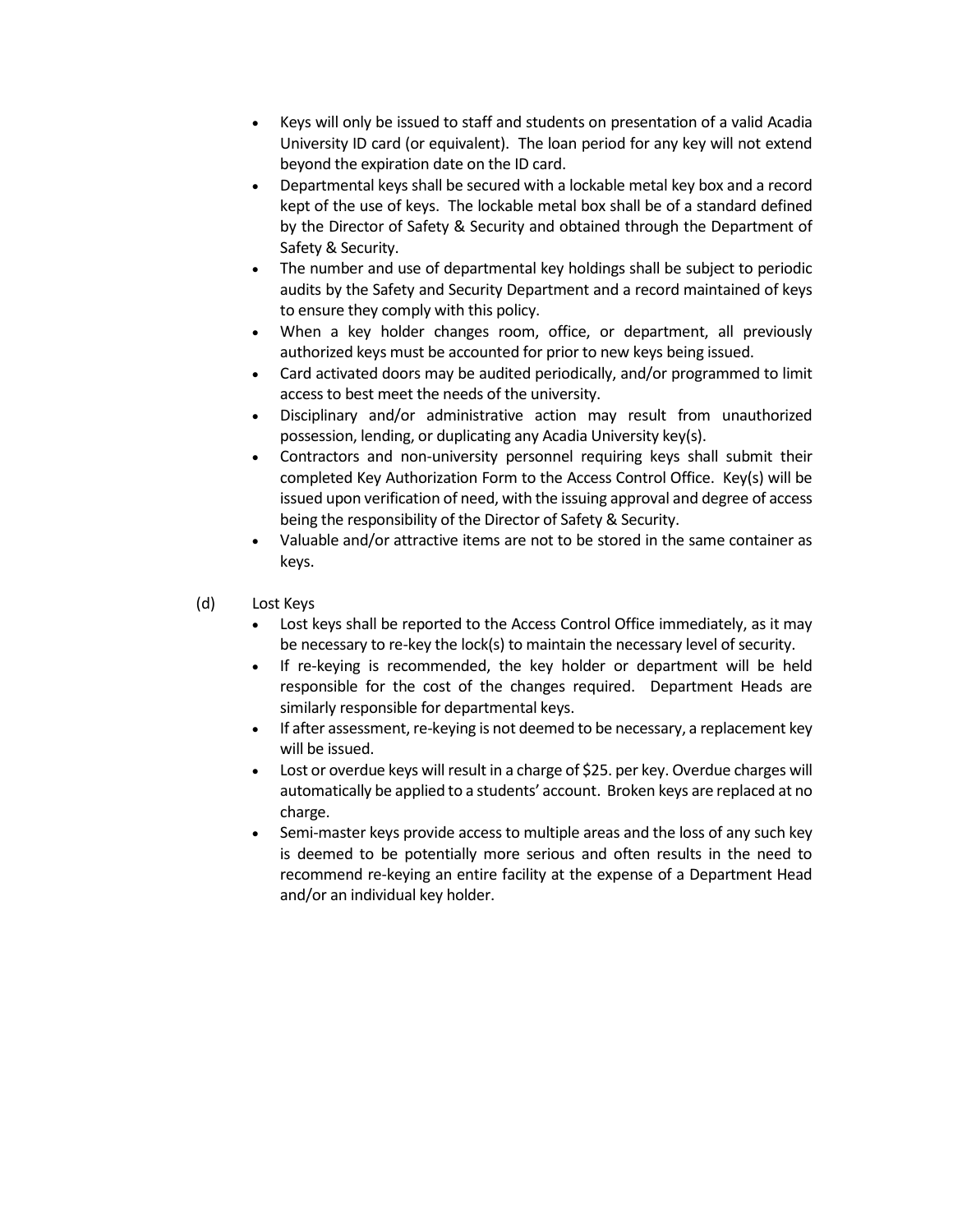- Keys will only be issued to staff and students on presentation of a valid Acadia University ID card (or equivalent). The loan period for any key will not extend beyond the expiration date on the ID card.
- Departmental keys shall be secured with a lockable metal key box and a record kept of the use of keys. The lockable metal box shall be of a standard defined by the Director of Safety & Security and obtained through the Department of Safety & Security.
- The number and use of departmental key holdings shall be subject to periodic audits by the Safety and Security Department and a record maintained of keys to ensure they comply with this policy.
- When a key holder changes room, office, or department, all previously authorized keys must be accounted for prior to new keys being issued.
- Card activated doors may be audited periodically, and/or programmed to limit access to best meet the needs of the university.
- Disciplinary and/or administrative action may result from unauthorized possession, lending, or duplicating any Acadia University key(s).
- Contractors and non-university personnel requiring keys shall submit their completed Key Authorization Form to the Access Control Office. Key(s) will be issued upon verification of need, with the issuing approval and degree of access being the responsibility of the Director of Safety & Security.
- Valuable and/or attractive items are not to be stored in the same container as keys.

(d) Lost Keys

- Lost keys shall be reported to the Access Control Office immediately, as it may be necessary to re-key the lock(s) to maintain the necessary level of security.
- If re-keying is recommended, the key holder or department will be held responsible for the cost of the changes required. Department Heads are similarly responsible for departmental keys.
- If after assessment, re-keying is not deemed to be necessary, a replacement key will be issued.
- Lost or overdue keys will result in a charge of $25. per key. Overdue charges will automatically be applied to a students' account. Broken keys are replaced at no charge.
- Semi-master keys provide access to multiple areas and the loss of any such key is deemed to be potentially more serious and often results in the need to recommend re-keying an entire facility at the expense of a Department Head and/or an individual key holder.